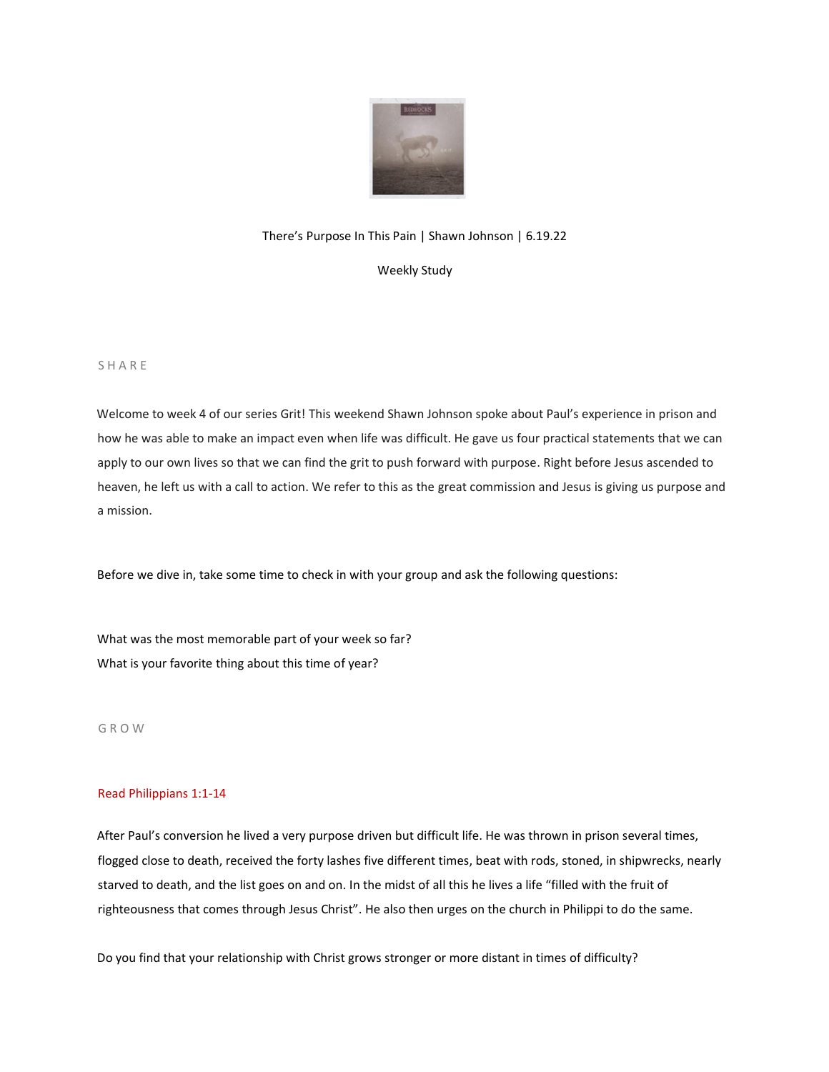There's Purpose In This Pain | Shawn Johnson | 6.19.22

Weekly Study

## SHARE

Welcome to week 4 of our series Grit! This weekend Shawn Johnson spoke about Paul's experience in prison and how he was able to make an impact even when life was difficult. He gave us four practical statements that we can apply to our own lives so that we can find the grit to push forward with purpose. Right before Jesus ascended to heaven, he left us with a call to action. We refer to this as the great commission and Jesus is giving us purpose and a mission.

Before we dive in, take some time to check in with your group and ask the following questions:

What was the most memorable part of your week so far?
What is your favorite thing about this time of year?

## GROW

Read Philippians 1:1-14

After Paul's conversion he lived a very purpose driven but difficult life. He was thrown in prison several times, flogged close to death, received the forty lashes five different times, beat with rods, stoned, in shipwrecks, nearly starved to death, and the list goes on and on. In the midst of all this he lives a life "filled with the fruit of righteousness that comes through Jesus Christ". He also then urges on the church in Philippi to do the same.

Do you find that your relationship with Christ grows stronger or more distant in times of difficulty?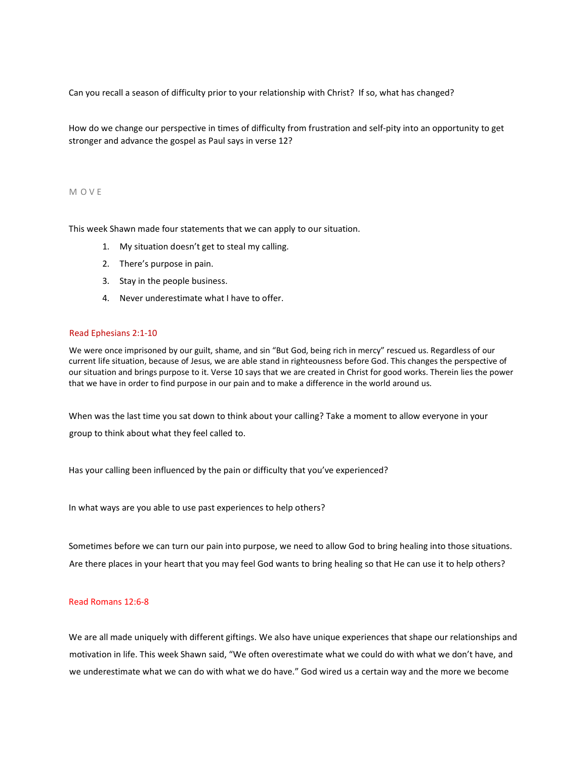Can you recall a season of difficulty prior to your relationship with Christ? If so, what has changed?

How do we change our perspective in times of difficulty from frustration and self-pity into an opportunity to get stronger and advance the gospel as Paul says in verse 12?

## M O V E

This week Shawn made four statements that we can apply to our situation.

1. My situation doesn't get to steal my calling.
2. There's purpose in pain.
3. Stay in the people business.
4. Never underestimate what I have to offer.

### Read Ephesians 2:1-10

We were once imprisoned by our guilt, shame, and sin "But God, being rich in mercy" rescued us. Regardless of our current life situation, because of Jesus, we are able stand in righteousness before God. This changes the perspective of our situation and brings purpose to it. Verse 10 says that we are created in Christ for good works. Therein lies the power that we have in order to find purpose in our pain and to make a difference in the world around us.

When was the last time you sat down to think about your calling? Take a moment to allow everyone in your group to think about what they feel called to.

Has your calling been influenced by the pain or difficulty that you've experienced?

In what ways are you able to use past experiences to help others?

Sometimes before we can turn our pain into purpose, we need to allow God to bring healing into those situations. Are there places in your heart that you may feel God wants to bring healing so that He can use it to help others?

### Read Romans 12:6-8

We are all made uniquely with different giftings. We also have unique experiences that shape our relationships and motivation in life. This week Shawn said, "We often overestimate what we could do with what we don't have, and we underestimate what we can do with what we do have." God wired us a certain way and the more we become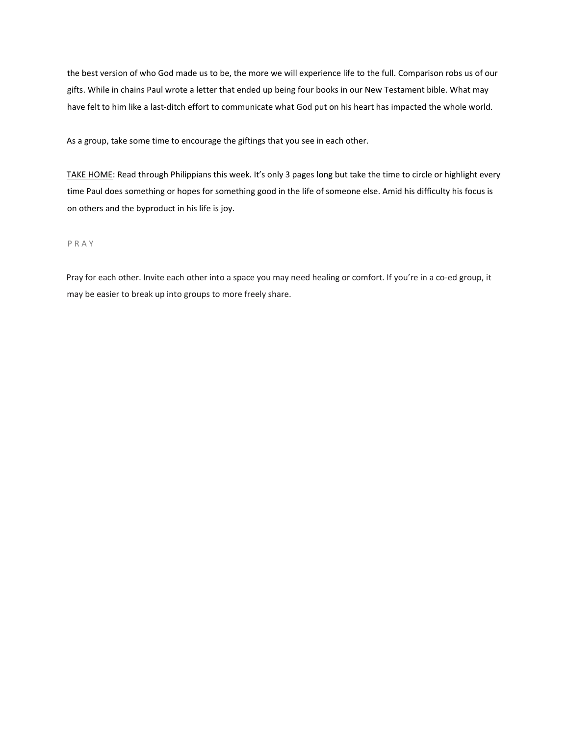the best version of who God made us to be, the more we will experience life to the full. Comparison robs us of our gifts. While in chains Paul wrote a letter that ended up being four books in our New Testament bible. What may have felt to him like a last-ditch effort to communicate what God put on his heart has impacted the whole world.

As a group, take some time to encourage the giftings that you see in each other.

<u>TAKE HOME</u>: Read through Philippians this week. It's only 3 pages long but take the time to circle or highlight every time Paul does something or hopes for something good in the life of someone else. Amid his difficulty his focus is on others and the byproduct in his life is joy.

## PRAY

Pray for each other. Invite each other into a space you may need healing or comfort. If you're in a co-ed group, it may be easier to break up into groups to more freely share.